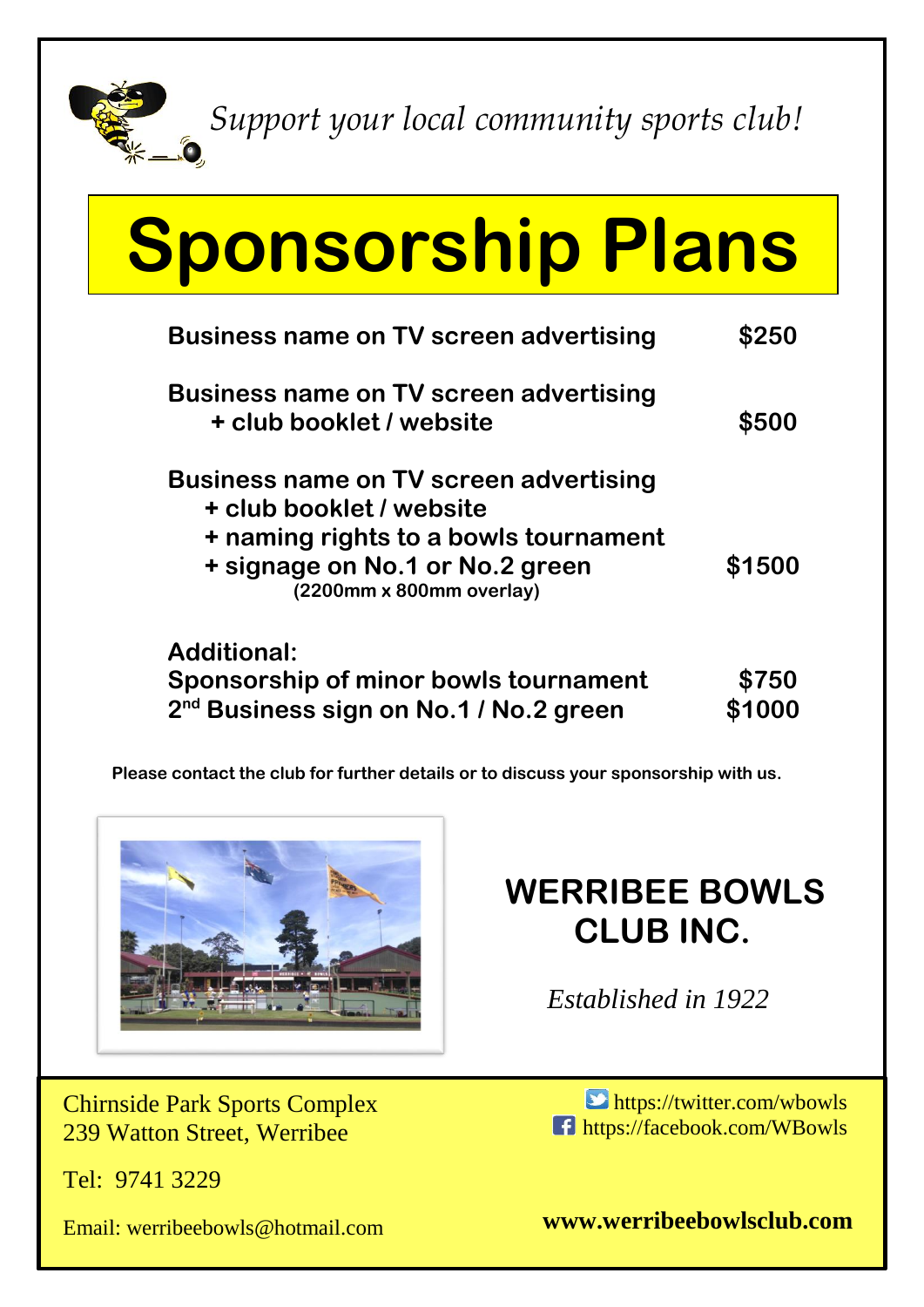*Support your local community sports club!*

# Sponsorship Plans

| | |
|---|---|
| **Business name on TV screen advertising** | **$250** |
| **Business name on TV screen advertising + club booklet / website** | **$500** |
| **Business name on TV screen advertising + club booklet / website + naming rights to a bowls tournament + signage on No.1 or No.2 green (2200mm x 800mm overlay)** | **$1500** |

**Additional:**

| | |
|---|---|
| **Sponsorship of minor bowls tournament** | **$750** |
| **2nd Business sign on No.1 / No.2 green** | **$1000** |

**Please contact the club for further details or to discuss your sponsorship with us.**

## WERRIBEE BOWLS CLUB INC.

*Established in 1922*

Chirnside Park Sports Complex
239 Watton Street, Werribee

Tel: 9741 3229

Email: werribeebowls@hotmail.com

https://twitter.com/wbowls
https://facebook.com/WBowls

**www.werribeebowlsclub.com**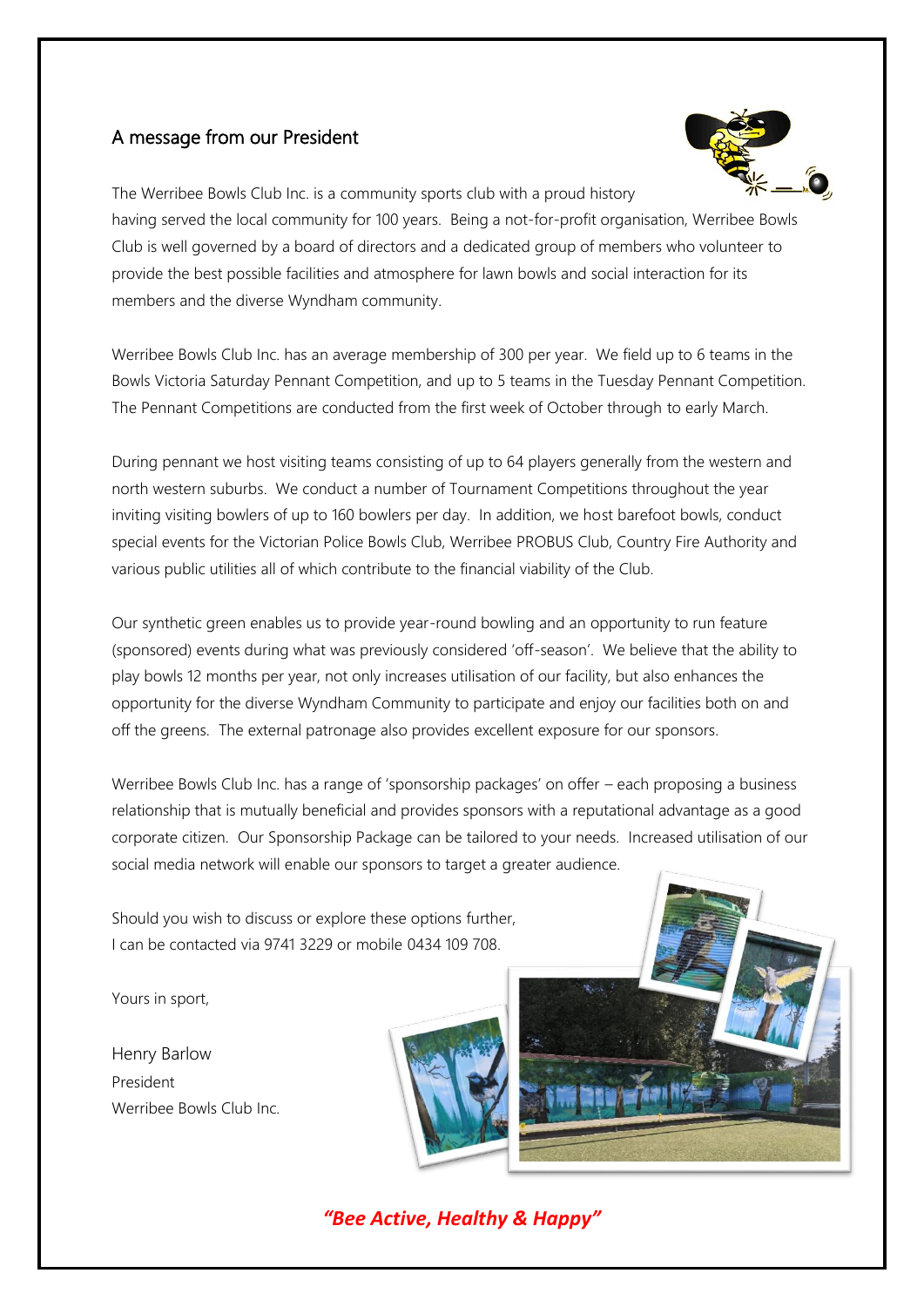## A message from our President

The Werribee Bowls Club Inc. is a community sports club with a proud history having served the local community for 100 years. Being a not-for-profit organisation, Werribee Bowls Club is well governed by a board of directors and a dedicated group of members who volunteer to provide the best possible facilities and atmosphere for lawn bowls and social interaction for its members and the diverse Wyndham community.

Werribee Bowls Club Inc. has an average membership of 300 per year. We field up to 6 teams in the Bowls Victoria Saturday Pennant Competition, and up to 5 teams in the Tuesday Pennant Competition. The Pennant Competitions are conducted from the first week of October through to early March.

During pennant we host visiting teams consisting of up to 64 players generally from the western and north western suburbs. We conduct a number of Tournament Competitions throughout the year inviting visiting bowlers of up to 160 bowlers per day. In addition, we host barefoot bowls, conduct special events for the Victorian Police Bowls Club, Werribee PROBUS Club, Country Fire Authority and various public utilities all of which contribute to the financial viability of the Club.

Our synthetic green enables us to provide year-round bowling and an opportunity to run feature (sponsored) events during what was previously considered 'off-season'. We believe that the ability to play bowls 12 months per year, not only increases utilisation of our facility, but also enhances the opportunity for the diverse Wyndham Community to participate and enjoy our facilities both on and off the greens. The external patronage also provides excellent exposure for our sponsors.

Werribee Bowls Club Inc. has a range of 'sponsorship packages' on offer – each proposing a business relationship that is mutually beneficial and provides sponsors with a reputational advantage as a good corporate citizen. Our Sponsorship Package can be tailored to your needs. Increased utilisation of our social media network will enable our sponsors to target a greater audience.

Should you wish to discuss or explore these options further, I can be contacted via 9741 3229 or mobile 0434 109 708.

Yours in sport,

Henry Barlow
President
Werribee Bowls Club Inc.

***"Bee Active, Healthy & Happy"***